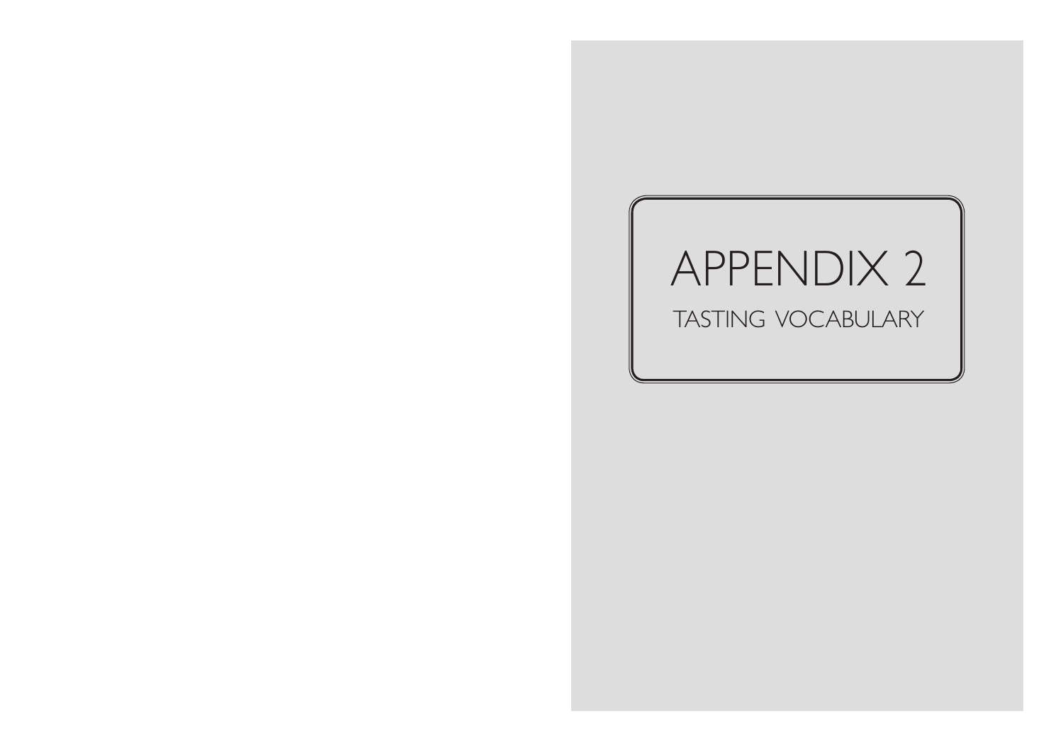# APPENDIX 2

## TASTING VOCABULARY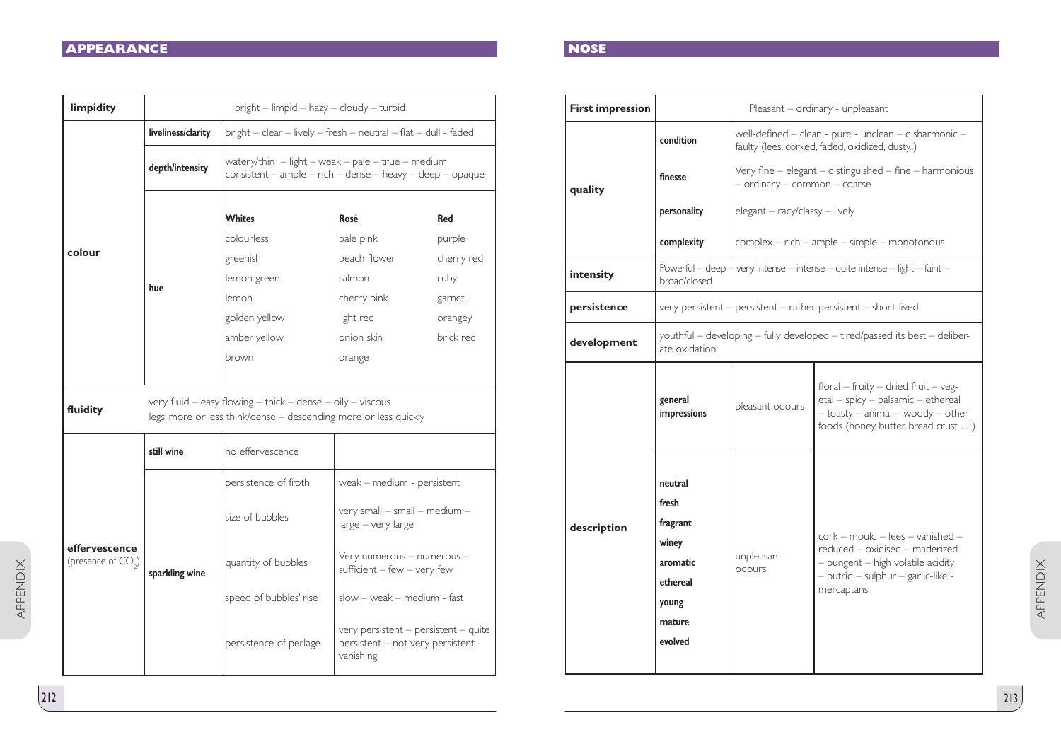## APPEARANCE

| | | | | |
|---|---|---|---|---|
| **limpidity** | bright – limpid – hazy – cloudy – turbid | | | |
| **colour** | **liveliness/clarity** | bright – clear – lively – fresh – neutral – flat – dull - faded | | |
| | **depth/intensity** | watery/thin – light – weak – pale – true – medium consistent – ample – rich – dense – heavy – deep – opaque | | |
| | **hue** | **Whites** | **Rosé** | **Red** |
| | | colourless | pale pink | purple |
| | | greenish | peach flower | cherry red |
| | | lemon green | salmon | ruby |
| | | lemon | cherry pink | garnet |
| | | golden yellow | light red | orangey |
| | | amber yellow | onion skin | brick red |
| | | brown | orange | |
| **fluidity** | very fluid – easy flowing – thick – dense – oily – viscous<br>legs: more or less think/dense – descending more or less quickly | | | |
| **effervescence** (presence of $CO_2$) | **still wine** | no effervescence | | |
| | **sparkling wine** | persistence of froth | weak – medium - persistent | |
| | | size of bubbles | very small – small – medium – large – very large | |
| | | quantity of bubbles | Very numerous – numerous – sufficient – few – very few | |
| | | speed of bubbles' rise | slow – weak – medium - fast | |
| | | persistence of perlage | very persistent – persistent – quite persistent – not very persistent vanishing | |

## NOSE

| | | | |
|---|---|---|---|
| **First impression** | Pleasant – ordinary - unpleasant | | |
| **quality** | **condition** | well-defined – clean - pure – unclean – disharmonic – faulty (lees, corked, faded, oxidized, dusty..) | |
| | **finesse** | Very fine – elegant – distinguished – fine – harmonious – ordinary – common – coarse | |
| | **personality** | elegant – racy/classy – lively | |
| | **complexity** | complex – rich – ample – simple – monotonous | |
| **intensity** | Powerful – deep – very intense – intense – quite intense – light – faint – broad/closed | | |
| **persistence** | very persistent – persistent – rather persistent – short-lived | | |
| **development** | youthful – developing – fully developed – tired/passed its best – deliberate oxidation | | |
| **description** | **general impressions** | pleasant odours | floral – fruity – dried fruit – vegetal – spicy – balsamic – ethereal – toasty – animal – woody – other foods (honey, butter, bread crust …) |
| | **neutral**<br>**fresh**<br>**fragrant**<br>**winey**<br>**aromatic**<br>**ethereal**<br>**young**<br>**mature**<br>**evolved** | unpleasant odours | cork – mould – lees – vanished – reduced – oxidised – maderized – pungent – high volatile acidity – putrid – sulphur – garlic-like - mercaptans |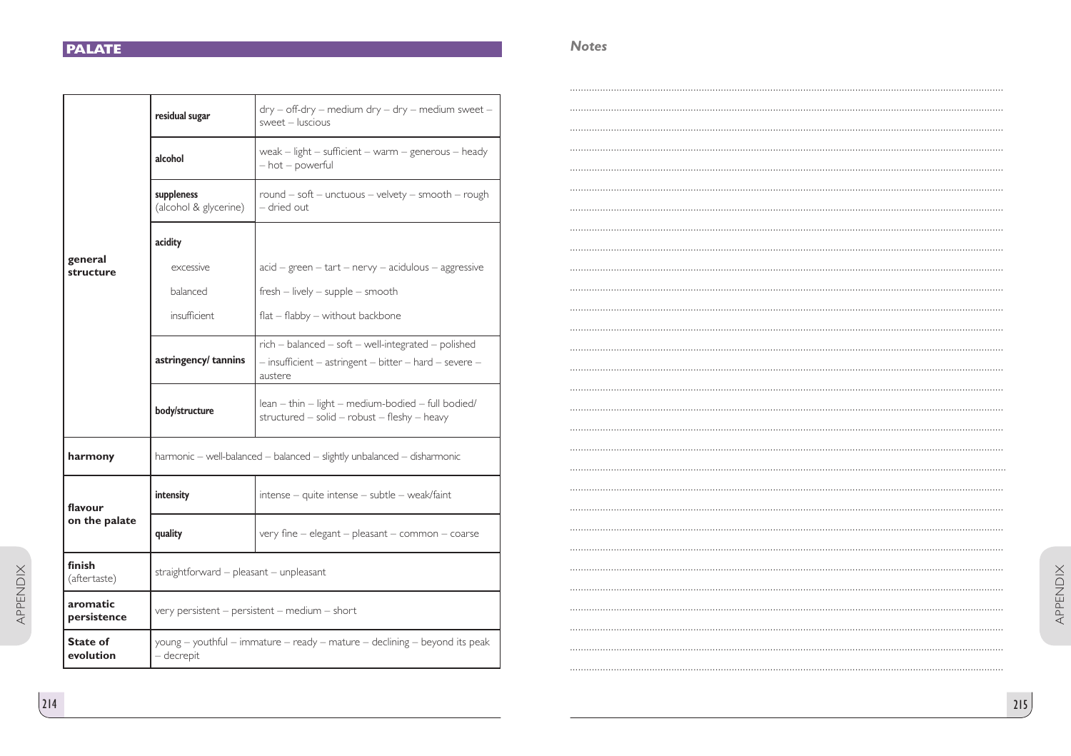## PALATE

| | | |
|---|---|---|
| general structure | **residual sugar** | dry – off-dry – medium dry – dry – medium sweet – sweet – luscious |
| | **alcohol** | weak – light – sufficient – warm – generous – heady – hot – powerful |
| | **suppleness** (alcohol & glycerine) | round – soft – unctuous – velvety – smooth – rough – dried out |
| | **acidity** | |
| | excessive | acid – green – tart – nervy – acidulous – aggressive |
| | balanced | fresh – lively – supple – smooth |
| | insufficient | flat – flabby – without backbone |
| | **astringency/ tannins** | rich – balanced – soft – well-integrated – polished – insufficient – astringent – bitter – hard – severe – austere |
| | **body/structure** | lean – thin – light – medium-bodied – full bodied/ structured – solid – robust – fleshy – heavy |
| **harmony** | harmonic – well-balanced – balanced – slightly unbalanced – disharmonic | |
| **flavour on the palate** | **intensity** | intense – quite intense – subtle – weak/faint |
| | **quality** | very fine – elegant – pleasant – common – coarse |
| **finish** (aftertaste) | straightforward – pleasant – unpleasant | |
| **aromatic persistence** | very persistent – persistent – medium – short | |
| **State of evolution** | young – youthful – immature – ready – mature – declining – beyond its peak – decrepit | |

*Notes*